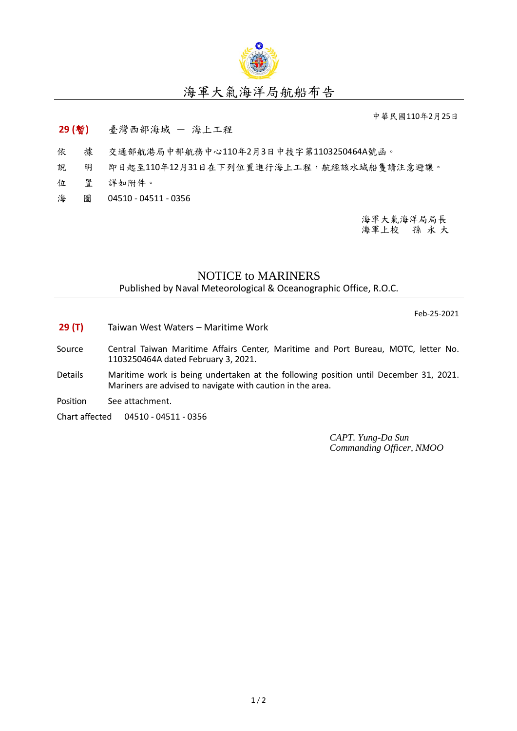# 海軍大氣海洋局航船布告

中華民國110年2月25日

**29 (暫)**　臺灣西部海域 － 海上工程

依　據　交通部航港局中部航務中心110年2月3日中技字第1103250464A號函。

說　明　即日起至110年12月31日在下列位置進行海上工程，航經該水域船隻請注意避讓。

位　置　詳如附件。

海　圖　04510 - 04511 - 0356

海軍大氣海洋局局長
海軍上校　孫 永 大

# NOTICE to MARINERS

Published by Naval Meteorological & Oceanographic Office, R.O.C.

Feb-25-2021

**29 (T)**　Taiwan West Waters – Maritime Work

Source　Central Taiwan Maritime Affairs Center, Maritime and Port Bureau, MOTC, letter No. 1103250464A dated February 3, 2021.

Details　Maritime work is being undertaken at the following position until December 31, 2021. Mariners are advised to navigate with caution in the area.

Position　See attachment.

Chart affected　04510 - 04511 - 0356

*CAPT. Yung-Da Sun*
*Commanding Officer, NMOO*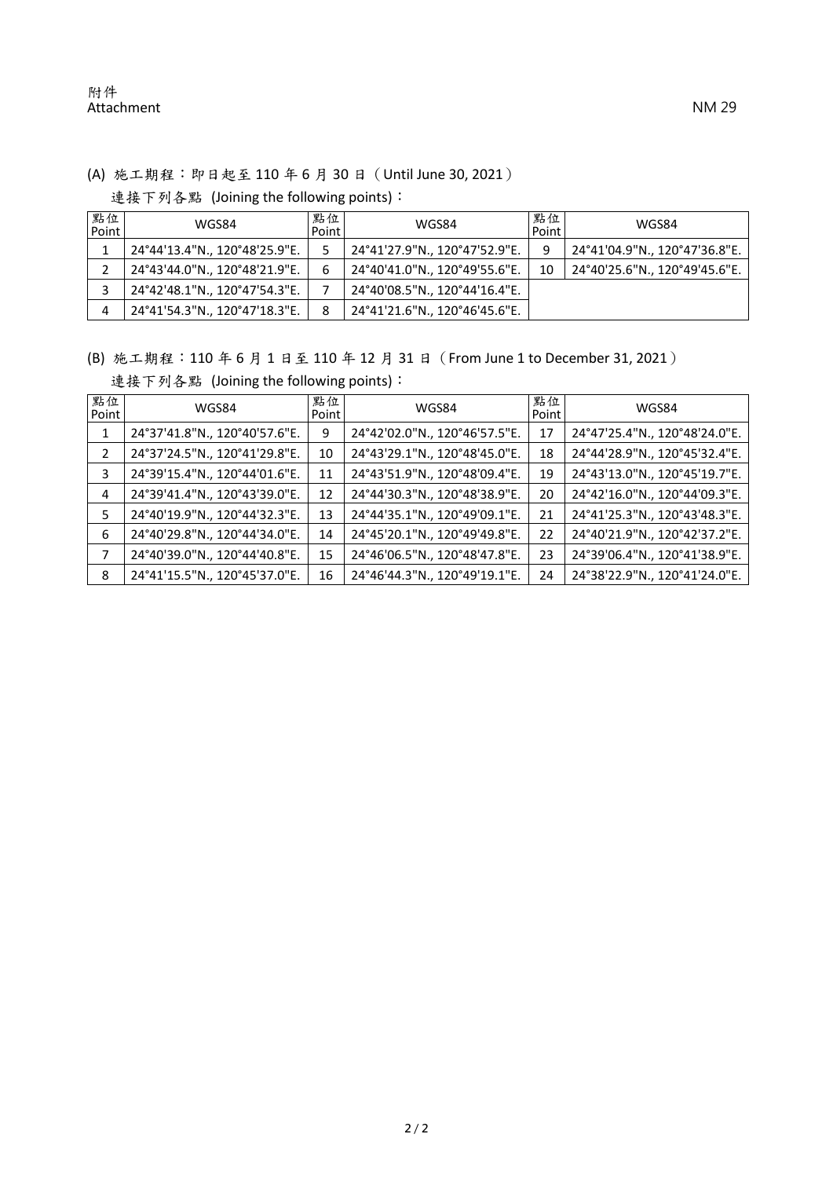附件
Attachment

NM 29

(A) 施工期程：即日起至 110 年 6 月 30 日（Until June 30, 2021）

連接下列各點 (Joining the following points)：

| 點位 Point | WGS84 | 點位 Point | WGS84 | 點位 Point | WGS84 |
|---|---|---|---|---|---|
| 1 | 24°44'13.4"N., 120°48'25.9"E. | 5 | 24°41'27.9"N., 120°47'52.9"E. | 9 | 24°41'04.9"N., 120°47'36.8"E. |
| 2 | 24°43'44.0"N., 120°48'21.9"E. | 6 | 24°40'41.0"N., 120°49'55.6"E. | 10 | 24°40'25.6"N., 120°49'45.6"E. |
| 3 | 24°42'48.1"N., 120°47'54.3"E. | 7 | 24°40'08.5"N., 120°44'16.4"E. | | |
| 4 | 24°41'54.3"N., 120°47'18.3"E. | 8 | 24°41'21.6"N., 120°46'45.6"E. | | |

(B) 施工期程：110 年 6 月 1 日至 110 年 12 月 31 日（From June 1 to December 31, 2021）

連接下列各點 (Joining the following points)：

| 點位 Point | WGS84 | 點位 Point | WGS84 | 點位 Point | WGS84 |
|---|---|---|---|---|---|
| 1 | 24°37'41.8"N., 120°40'57.6"E. | 9 | 24°42'02.0"N., 120°46'57.5"E. | 17 | 24°47'25.4"N., 120°48'24.0"E. |
| 2 | 24°37'24.5"N., 120°41'29.8"E. | 10 | 24°43'29.1"N., 120°48'45.0"E. | 18 | 24°44'28.9"N., 120°45'32.4"E. |
| 3 | 24°39'15.4"N., 120°44'01.6"E. | 11 | 24°43'51.9"N., 120°48'09.4"E. | 19 | 24°43'13.0"N., 120°45'19.7"E. |
| 4 | 24°39'41.4"N., 120°43'39.0"E. | 12 | 24°44'30.3"N., 120°48'38.9"E. | 20 | 24°42'16.0"N., 120°44'09.3"E. |
| 5 | 24°40'19.9"N., 120°44'32.3"E. | 13 | 24°44'35.1"N., 120°49'09.1"E. | 21 | 24°41'25.3"N., 120°43'48.3"E. |
| 6 | 24°40'29.8"N., 120°44'34.0"E. | 14 | 24°45'20.1"N., 120°49'49.8"E. | 22 | 24°40'21.9"N., 120°42'37.2"E. |
| 7 | 24°40'39.0"N., 120°44'40.8"E. | 15 | 24°46'06.5"N., 120°48'47.8"E. | 23 | 24°39'06.4"N., 120°41'38.9"E. |
| 8 | 24°41'15.5"N., 120°45'37.0"E. | 16 | 24°46'44.3"N., 120°49'19.1"E. | 24 | 24°38'22.9"N., 120°41'24.0"E. |